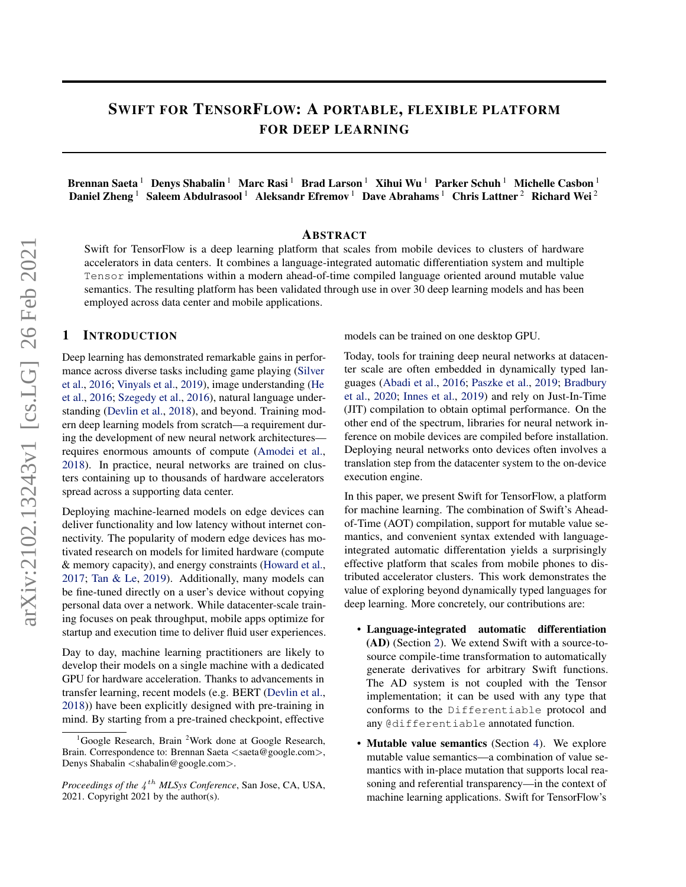# Swift for TensorFlow: A portable, flexible platform for deep learning

**Brennan Saeta** [1] **Denys Shabalin** [1] **Marc Rasi** [1] **Brad Larson** [1] **Xihui Wu** [1] **Parker Schuh** [1] **Michelle Casbon** [1] **Daniel Zheng** [1] **Saleem Abdulrasool** [1] **Aleksandr Efremov** [1] **Dave Abrahams** [1] **Chris Lattner** [2] **Richard Wei** [2]

## Abstract

Swift for TensorFlow is a deep learning platform that scales from mobile devices to clusters of hardware accelerators in data centers. It combines a language-integrated automatic differentiation system and multiple `Tensor` implementations within a modern ahead-of-time compiled language oriented around mutable value semantics. The resulting platform has been validated through use in over 30 deep learning models and has been employed across data center and mobile applications.

## 1 Introduction

Deep learning has demonstrated remarkable gains in performance across diverse tasks including game playing (Silver et al., 2016; Vinyals et al., 2019), image understanding (He et al., 2016; Szegedy et al., 2016), natural language understanding (Devlin et al., 2018), and beyond. Training modern deep learning models from scratch—a requirement during the development of new neural network architectures—requires enormous amounts of compute (Amodei et al., 2018). In practice, neural networks are trained on clusters containing up to thousands of hardware accelerators spread across a supporting data center.

Deploying machine-learned models on edge devices can deliver functionality and low latency without internet connectivity. The popularity of modern edge devices has motivated research on models for limited hardware (compute & memory capacity), and energy constraints (Howard et al., 2017; Tan & Le, 2019). Additionally, many models can be fine-tuned directly on a user's device without copying personal data over a network. While datacenter-scale training focuses on peak throughput, mobile apps optimize for startup and execution time to deliver fluid user experiences.

Day to day, machine learning practitioners are likely to develop their models on a single machine with a dedicated GPU for hardware acceleration. Thanks to advancements in transfer learning, recent models (e.g. BERT (Devlin et al., 2018)) have been explicitly designed with pre-training in mind. By starting from a pre-trained checkpoint, effective models can be trained on one desktop GPU.

Today, tools for training deep neural networks at datacenter scale are often embedded in dynamically typed languages (Abadi et al., 2016; Paszke et al., 2019; Bradbury et al., 2020; Innes et al., 2019) and rely on Just-In-Time (JIT) compilation to obtain optimal performance. On the other end of the spectrum, libraries for neural network inference on mobile devices are compiled before installation. Deploying neural networks onto devices often involves a translation step from the datacenter system to the on-device execution engine.

In this paper, we present Swift for TensorFlow, a platform for machine learning. The combination of Swift's Ahead-of-Time (AOT) compilation, support for mutable value semantics, and convenient syntax extended with language-integrated automatic differentiation yields a surprisingly effective platform that scales from mobile phones to distributed accelerator clusters. This work demonstrates the value of exploring beyond dynamically typed languages for deep learning. More concretely, our contributions are:

- **Language-integrated automatic differentiation (AD)** (Section 2). We extend Swift with a source-to-source compile-time transformation to automatically generate derivatives for arbitrary Swift functions. The AD system is not coupled with the Tensor implementation; it can be used with any type that conforms to the `Differentiable` protocol and any `@differentiable` annotated function.
- **Mutable value semantics** (Section 4). We explore mutable value semantics—a combination of value semantics with in-place mutation that supports local reasoning and referential transparency—in the context of machine learning applications. Swift for TensorFlow's

[1] Google Research, Brain [2] Work done at Google Research, Brain. Correspondence to: Brennan Saeta <saeta@google.com>, Denys Shabalin <shabalin@google.com>.

*Proceedings of the $4^{th}$ MLSys Conference*, San Jose, CA, USA, 2021. Copyright 2021 by the author(s).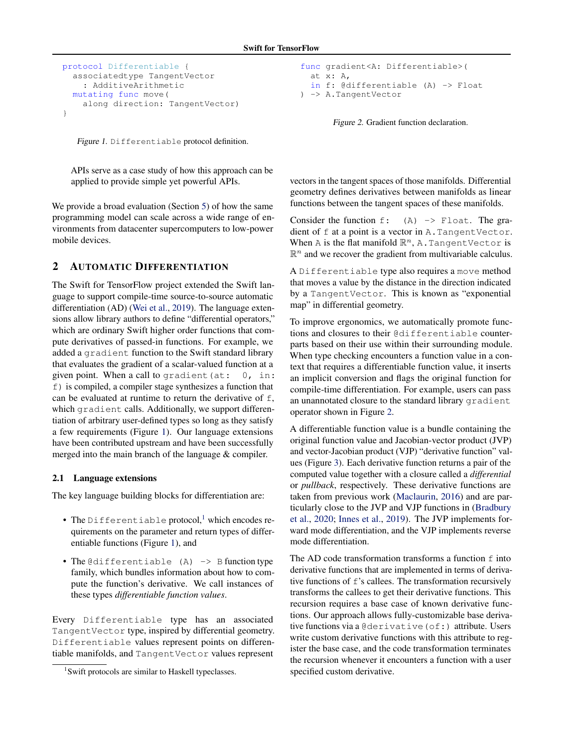```
protocol Differentiable {
  associatedtype TangentVector
    : AdditiveArithmetic
  mutating func move(
    along direction: TangentVector)
}
```

*Figure 1.* `Differentiable` protocol definition.

APIs serve as a case study of how this approach can be applied to provide simple yet powerful APIs.

We provide a broad evaluation (Section 5) of how the same programming model can scale across a wide range of environments from datacenter supercomputers to low-power mobile devices.

## 2 AUTOMATIC DIFFERENTIATION

The Swift for TensorFlow project extended the Swift language to support compile-time source-to-source automatic differentiation (AD) (Wei et al., 2019). The language extensions allow library authors to define "differential operators," which are ordinary Swift higher order functions that compute derivatives of passed-in functions. For example, we added a `gradient` function to the Swift standard library that evaluates the gradient of a scalar-valued function at a given point. When a call to `gradient(at: 0, in: f)` is compiled, a compiler stage synthesizes a function that can be evaluated at runtime to return the derivative of `f`, which `gradient` calls. Additionally, we support differentiation of arbitrary user-defined types so long as they satisfy a few requirements (Figure 1). Our language extensions have been contributed upstream and have been successfully merged into the main branch of the language & compiler.

### 2.1 Language extensions

The key language building blocks for differentiation are:

- The `Differentiable` protocol,[1] which encodes requirements on the parameter and return types of differentiable functions (Figure 1), and
- The `@differentiable (A) -> B` function type family, which bundles information about how to compute the function's derivative. We call instances of these types *differentiable function values*.

Every `Differentiable` type has an associated `TangentVector` type, inspired by differential geometry. `Differentiable` values represent points on differentiable manifolds, and `TangentVector` values represent vectors in the tangent spaces of those manifolds. Differential geometry defines derivatives between manifolds as linear functions between the tangent spaces of these manifolds.

```
func gradient<A: Differentiable>(
  at x: A,
  in f: @differentiable (A) -> Float
) -> A.TangentVector
```

*Figure 2.* Gradient function declaration.

Consider the function `f: (A) -> Float`. The gradient of `f` at a point is a vector in `A.TangentVector`. When `A` is the flat manifold $\mathbb{R}^n$, `A.TangentVector` is $\mathbb{R}^n$ and we recover the gradient from multivariable calculus.

A `Differentiable` type also requires a `move` method that moves a value by the distance in the direction indicated by a `TangentVector`. This is known as "exponential map" in differential geometry.

To improve ergonomics, we automatically promote functions and closures to their `@differentiable` counterparts based on their use within their surrounding module. When type checking encounters a function value in a context that requires a differentiable function value, it inserts an implicit conversion and flags the original function for compile-time differentiation. For example, users can pass an unannotated closure to the standard library `gradient` operator shown in Figure 2.

A differentiable function value is a bundle containing the original function value and Jacobian-vector product (JVP) and vector-Jacobian product (VJP) "derivative function" values (Figure 3). Each derivative function returns a pair of the computed value together with a closure called a *differential* or *pullback*, respectively. These derivative functions are taken from previous work (Maclaurin, 2016) and are particularly close to the JVP and VJP functions in (Bradbury et al., 2020; Innes et al., 2019). The JVP implements forward mode differentiation, and the VJP implements reverse mode differentiation.

The AD code transformation transforms a function `f` into derivative functions that are implemented in terms of derivative functions of `f`'s callees. The transformation recursively transforms the callees to get their derivative functions. This recursion requires a base case of known derivative functions. Our approach allows fully-customizable base derivative functions via a `@derivative(of:)` attribute. Users write custom derivative functions with this attribute to register the base case, and the code transformation terminates the recursion whenever it encounters a function with a user specified custom derivative.

[1] Swift protocols are similar to Haskell typeclasses.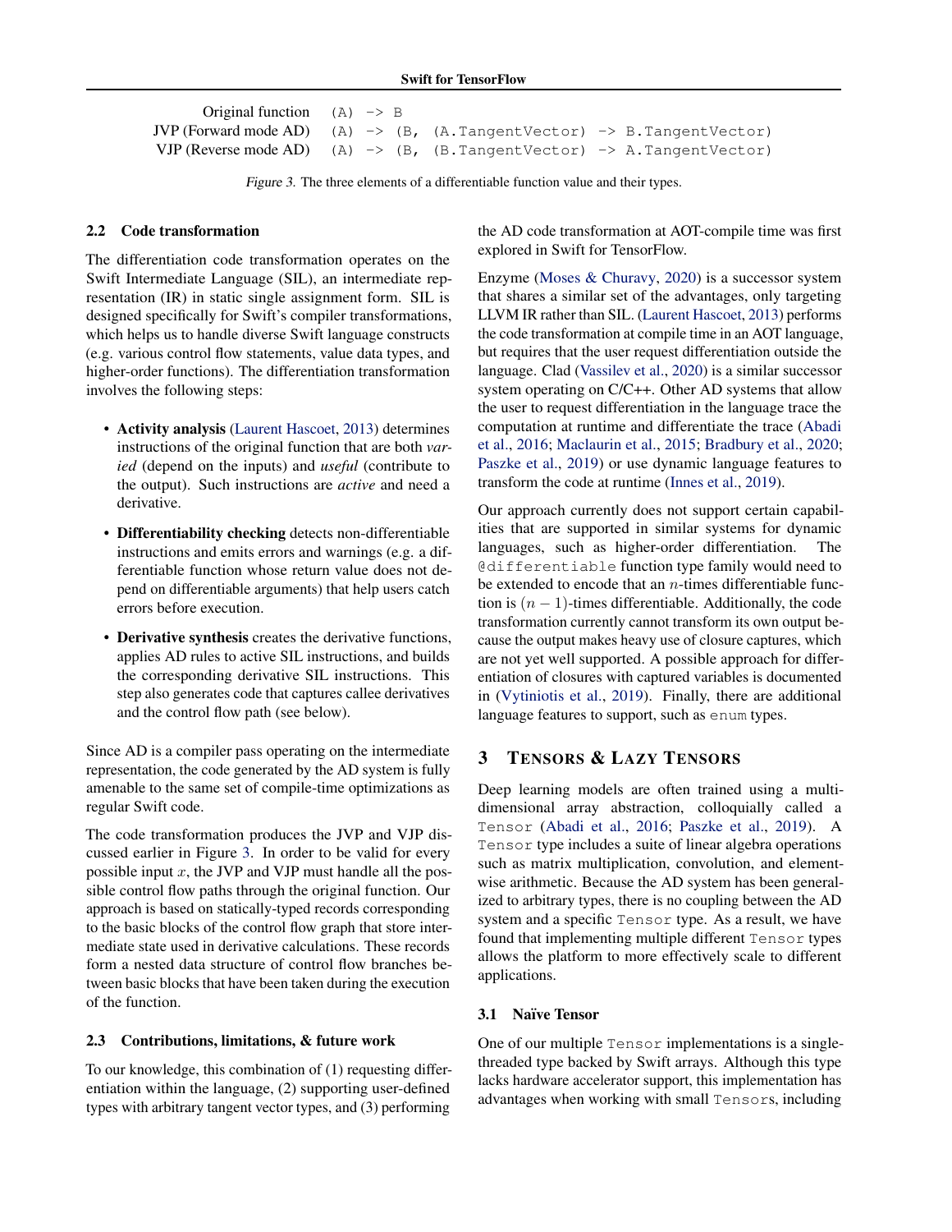| | |
|---|---|
| Original function | `(A) -> B` |
| JVP (Forward mode AD) | `(A) -> (B, (A.TangentVector) -> B.TangentVector)` |
| VJP (Reverse mode AD) | `(A) -> (B, (B.TangentVector) -> A.TangentVector)` |

*Figure 3.* The three elements of a differentiable function value and their types.

### 2.2 Code transformation

The differentiation code transformation operates on the Swift Intermediate Language (SIL), an intermediate representation (IR) in static single assignment form. SIL is designed specifically for Swift's compiler transformations, which helps us to handle diverse Swift language constructs (e.g. various control flow statements, value data types, and higher-order functions). The differentiation transformation involves the following steps:

- **Activity analysis** (Laurent Hascoet, 2013) determines instructions of the original function that are both *varied* (depend on the inputs) and *useful* (contribute to the output). Such instructions are *active* and need a derivative.
- **Differentiability checking** detects non-differentiable instructions and emits errors and warnings (e.g. a differentiable function whose return value does not depend on differentiable arguments) that help users catch errors before execution.
- **Derivative synthesis** creates the derivative functions, applies AD rules to active SIL instructions, and builds the corresponding derivative SIL instructions. This step also generates code that captures callee derivatives and the control flow path (see below).

Since AD is a compiler pass operating on the intermediate representation, the code generated by the AD system is fully amenable to the same set of compile-time optimizations as regular Swift code.

The code transformation produces the JVP and VJP discussed earlier in Figure 3. In order to be valid for every possible input $x$, the JVP and VJP must handle all the possible control flow paths through the original function. Our approach is based on statically-typed records corresponding to the basic blocks of the control flow graph that store intermediate state used in derivative calculations. These records form a nested data structure of control flow branches between basic blocks that have been taken during the execution of the function.

### 2.3 Contributions, limitations, & future work

To our knowledge, this combination of (1) requesting differentiation within the language, (2) supporting user-defined types with arbitrary tangent vector types, and (3) performing the AD code transformation at AOT-compile time was first explored in Swift for TensorFlow.

Enzyme (Moses & Churavy, 2020) is a successor system that shares a similar set of the advantages, only targeting LLVM IR rather than SIL. (Laurent Hascoet, 2013) performs the code transformation at compile time in an AOT language, but requires that the user request differentiation outside the language. Clad (Vassilev et al., 2020) is a similar successor system operating on C/C++. Other AD systems that allow the user to request differentiation in the language trace the computation at runtime and differentiate the trace (Abadi et al., 2016; Maclaurin et al., 2015; Bradbury et al., 2020; Paszke et al., 2019) or use dynamic language features to transform the code at runtime (Innes et al., 2019).

Our approach currently does not support certain capabilities that are supported in similar systems for dynamic languages, such as higher-order differentiation. The `@differentiable` function type family would need to be extended to encode that an $n$-times differentiable function is $(n-1)$-times differentiable. Additionally, the code transformation currently cannot transform its own output because the output makes heavy use of closure captures, which are not yet well supported. A possible approach for differentiation of closures with captured variables is documented in (Vytiniotis et al., 2019). Finally, there are additional language features to support, such as `enum` types.

## 3 TENSORS & LAZY TENSORS

Deep learning models are often trained using a multi-dimensional array abstraction, colloquially called a `Tensor` (Abadi et al., 2016; Paszke et al., 2019). A `Tensor` type includes a suite of linear algebra operations such as matrix multiplication, convolution, and element-wise arithmetic. Because the AD system has been generalized to arbitrary types, there is no coupling between the AD system and a specific `Tensor` type. As a result, we have found that implementing multiple different `Tensor` types allows the platform to more effectively scale to different applications.

### 3.1 Naïve Tensor

One of our multiple `Tensor` implementations is a single-threaded type backed by Swift arrays. Although this type lacks hardware accelerator support, this implementation has advantages when working with small `Tensor`s, including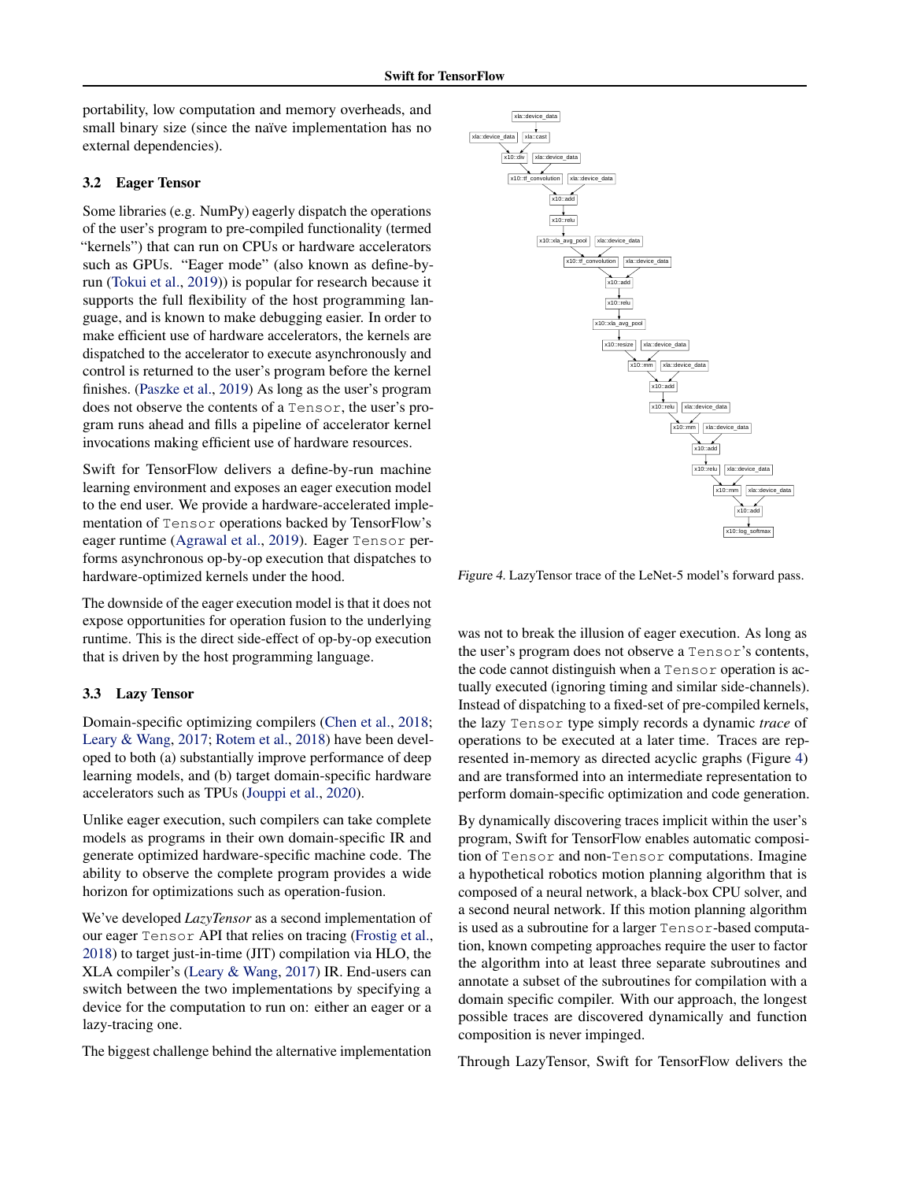portability, low computation and memory overheads, and small binary size (since the naïve implementation has no external dependencies).

### 3.2 Eager Tensor

Some libraries (e.g. NumPy) eagerly dispatch the operations of the user's program to pre-compiled functionality (termed "kernels") that can run on CPUs or hardware accelerators such as GPUs. "Eager mode" (also known as define-by-run (Tokui et al., 2019)) is popular for research because it supports the full flexibility of the host programming language, and is known to make debugging easier. In order to make efficient use of hardware accelerators, the kernels are dispatched to the accelerator to execute asynchronously and control is returned to the user's program before the kernel finishes. (Paszke et al., 2019) As long as the user's program does not observe the contents of a `Tensor`, the user's program runs ahead and fills a pipeline of accelerator kernel invocations making efficient use of hardware resources.

Swift for TensorFlow delivers a define-by-run machine learning environment and exposes an eager execution model to the end user. We provide a hardware-accelerated implementation of `Tensor` operations backed by TensorFlow's eager runtime (Agrawal et al., 2019). Eager `Tensor` performs asynchronous op-by-op execution that dispatches to hardware-optimized kernels under the hood.

The downside of the eager execution model is that it does not expose opportunities for operation fusion to the underlying runtime. This is the direct side-effect of op-by-op execution that is driven by the host programming language.

### 3.3 Lazy Tensor

Domain-specific optimizing compilers (Chen et al., 2018; Leary & Wang, 2017; Rotem et al., 2018) have been developed to both (a) substantially improve performance of deep learning models, and (b) target domain-specific hardware accelerators such as TPUs (Jouppi et al., 2020).

Unlike eager execution, such compilers can take complete models as programs in their own domain-specific IR and generate optimized hardware-specific machine code. The ability to observe the complete program provides a wide horizon for optimizations such as operation-fusion.

We've developed *LazyTensor* as a second implementation of our eager `Tensor` API that relies on tracing (Frostig et al., 2018) to target just-in-time (JIT) compilation via HLO, the XLA compiler's (Leary & Wang, 2017) IR. End-users can switch between the two implementations by specifying a device for the computation to run on: either an eager or a lazy-tracing one.

The biggest challenge behind the alternative implementation was not to break the illusion of eager execution. As long as the user's program does not observe a `Tensor`'s contents, the code cannot distinguish when a `Tensor` operation is actually executed (ignoring timing and similar side-channels). Instead of dispatching to a fixed-set of pre-compiled kernels, the lazy `Tensor` type simply records a dynamic *trace* of operations to be executed at a later time. Traces are represented in-memory as directed acyclic graphs (Figure 4) and are transformed into an intermediate representation to perform domain-specific optimization and code generation.

*Figure 4.* LazyTensor trace of the LeNet-5 model's forward pass.

By dynamically discovering traces implicit within the user's program, Swift for TensorFlow enables automatic composition of `Tensor` and non-`Tensor` computations. Imagine a hypothetical robotics motion planning algorithm that is composed of a neural network, a black-box CPU solver, and a second neural network. If this motion planning algorithm is used as a subroutine for a larger `Tensor`-based computation, known competing approaches require the user to factor the algorithm into at least three separate subroutines and annotate a subset of the subroutines for compilation with a domain specific compiler. With our approach, the longest possible traces are discovered dynamically and function composition is never impinged.

Through LazyTensor, Swift for TensorFlow delivers the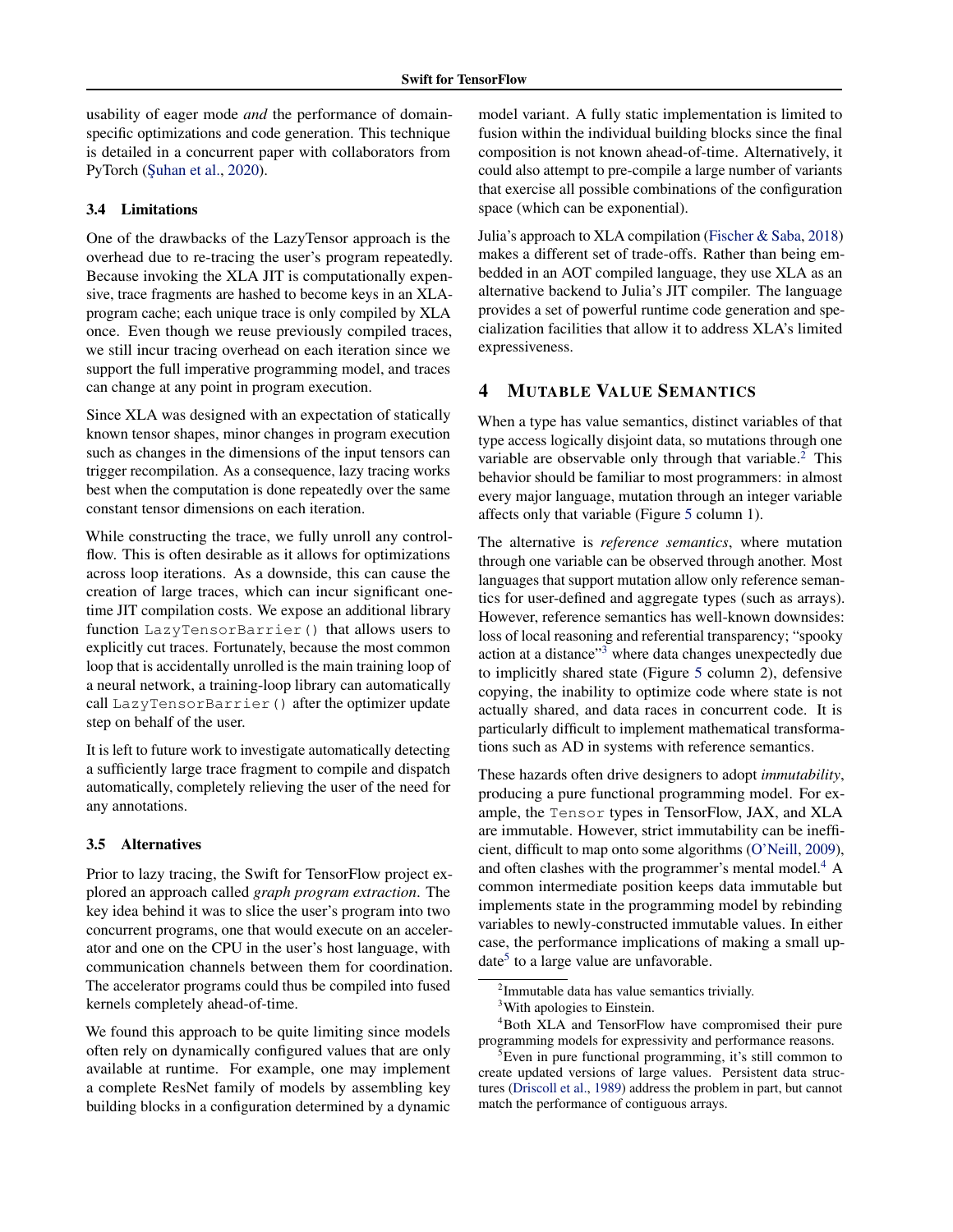usability of eager mode *and* the performance of domain-specific optimizations and code generation. This technique is detailed in a concurrent paper with collaborators from PyTorch (Şuhan et al., 2020).

### 3.4 Limitations

One of the drawbacks of the LazyTensor approach is the overhead due to re-tracing the user's program repeatedly. Because invoking the XLA JIT is computationally expensive, trace fragments are hashed to become keys in an XLA-program cache; each unique trace is only compiled by XLA once. Even though we reuse previously compiled traces, we still incur tracing overhead on each iteration since we support the full imperative programming model, and traces can change at any point in program execution.

Since XLA was designed with an expectation of statically known tensor shapes, minor changes in program execution such as changes in the dimensions of the input tensors can trigger recompilation. As a consequence, lazy tracing works best when the computation is done repeatedly over the same constant tensor dimensions on each iteration.

While constructing the trace, we fully unroll any control-flow. This is often desirable as it allows for optimizations across loop iterations. As a downside, this can cause the creation of large traces, which can incur significant one-time JIT compilation costs. We expose an additional library function `LazyTensorBarrier()` that allows users to explicitly cut traces. Fortunately, because the most common loop that is accidentally unrolled is the main training loop of a neural network, a training-loop library can automatically call `LazyTensorBarrier()` after the optimizer update step on behalf of the user.

It is left to future work to investigate automatically detecting a sufficiently large trace fragment to compile and dispatch automatically, completely relieving the user of the need for any annotations.

### 3.5 Alternatives

Prior to lazy tracing, the Swift for TensorFlow project explored an approach called *graph program extraction*. The key idea behind it was to slice the user's program into two concurrent programs, one that would execute on an accelerator and one on the CPU in the user's host language, with communication channels between them for coordination. The accelerator programs could thus be compiled into fused kernels completely ahead-of-time.

We found this approach to be quite limiting since models often rely on dynamically configured values that are only available at runtime. For example, one may implement a complete ResNet family of models by assembling key building blocks in a configuration determined by a dynamic model variant. A fully static implementation is limited to fusion within the individual building blocks since the final composition is not known ahead-of-time. Alternatively, it could also attempt to pre-compile a large number of variants that exercise all possible combinations of the configuration space (which can be exponential).

Julia's approach to XLA compilation (Fischer & Saba, 2018) makes a different set of trade-offs. Rather than being embedded in an AOT compiled language, they use XLA as an alternative backend to Julia's JIT compiler. The language provides a set of powerful runtime code generation and specialization facilities that allow it to address XLA's limited expressiveness.

## 4 Mutable Value Semantics

When a type has value semantics, distinct variables of that type access logically disjoint data, so mutations through one variable are observable only through that variable.[2] This behavior should be familiar to most programmers: in almost every major language, mutation through an integer variable affects only that variable (Figure 5 column 1).

The alternative is *reference semantics*, where mutation through one variable can be observed through another. Most languages that support mutation allow only reference semantics for user-defined and aggregate types (such as arrays). However, reference semantics has well-known downsides: loss of local reasoning and referential transparency; "spooky action at a distance"[3] where data changes unexpectedly due to implicitly shared state (Figure 5 column 2), defensive copying, the inability to optimize code where state is not actually shared, and data races in concurrent code. It is particularly difficult to implement mathematical transformations such as AD in systems with reference semantics.

These hazards often drive designers to adopt *immutability*, producing a pure functional programming model. For example, the `Tensor` types in TensorFlow, JAX, and XLA are immutable. However, strict immutability can be inefficient, difficult to map onto some algorithms (O'Neill, 2009), and often clashes with the programmer's mental model.[4] A common intermediate position keeps data immutable but implements state in the programming model by rebinding variables to newly-constructed immutable values. In either case, the performance implications of making a small update[5] to a large value are unfavorable.

[2] Immutable data has value semantics trivially.

[3] With apologies to Einstein.

[4] Both XLA and TensorFlow have compromised their pure programming models for expressivity and performance reasons.

[5] Even in pure functional programming, it's still common to create updated versions of large values. Persistent data structures (Driscoll et al., 1989) address the problem in part, but cannot match the performance of contiguous arrays.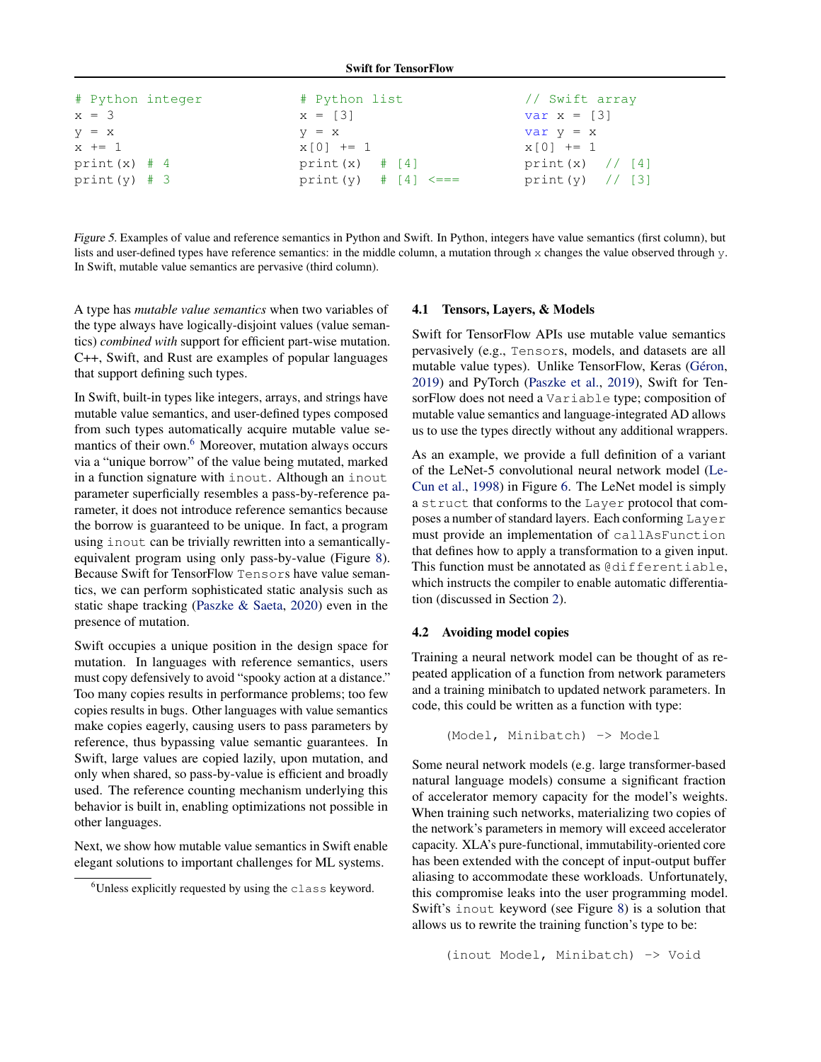```
# Python integer
x = 3
y = x
x += 1
print(x)  # 4
print(y)  # 3
```

```
# Python list
x = [3]
y = x
x[0] += 1
print(x)   # [4]
print(y)   # [4] <===
```

```
// Swift array
var x = [3]
var y = x
x[0] += 1
print(x)   // [4]
print(y)   // [3]
```

*Figure 5.* Examples of value and reference semantics in Python and Swift. In Python, integers have value semantics (first column), but lists and user-defined types have reference semantics: in the middle column, a mutation through `x` changes the value observed through `y`. In Swift, mutable value semantics are pervasive (third column).

A type has *mutable value semantics* when two variables of the type always have logically-disjoint values (value semantics) *combined with* support for efficient part-wise mutation. C++, Swift, and Rust are examples of popular languages that support defining such types.

In Swift, built-in types like integers, arrays, and strings have mutable value semantics, and user-defined types composed from such types automatically acquire mutable value semantics of their own.[6] Moreover, mutation always occurs via a "unique borrow" of the value being mutated, marked in a function signature with `inout`. Although an `inout` parameter superficially resembles a pass-by-reference parameter, it does not introduce reference semantics because the borrow is guaranteed to be unique. In fact, a program using `inout` can be trivially rewritten into a semantically-equivalent program using only pass-by-value (Figure 8). Because Swift for TensorFlow `Tensor`s have value semantics, we can perform sophisticated static analysis such as static shape tracking (Paszke & Saeta, 2020) even in the presence of mutation.

Swift occupies a unique position in the design space for mutation. In languages with reference semantics, users must copy defensively to avoid "spooky action at a distance." Too many copies results in performance problems; too few copies results in bugs. Other languages with value semantics make copies eagerly, causing users to pass parameters by reference, thus bypassing value semantic guarantees. In Swift, large values are copied lazily, upon mutation, and only when shared, so pass-by-value is efficient and broadly used. The reference counting mechanism underlying this behavior is built in, enabling optimizations not possible in other languages.

Next, we show how mutable value semantics in Swift enable elegant solutions to important challenges for ML systems.

[6] Unless explicitly requested by using the `class` keyword.

### 4.1 Tensors, Layers, & Models

Swift for TensorFlow APIs use mutable value semantics pervasively (e.g., `Tensor`s, models, and datasets are all mutable value types). Unlike TensorFlow, Keras (Géron, 2019) and PyTorch (Paszke et al., 2019), Swift for TensorFlow does not need a `Variable` type; composition of mutable value semantics and language-integrated AD allows us to use the types directly without any additional wrappers.

As an example, we provide a full definition of a variant of the LeNet-5 convolutional neural network model (LeCun et al., 1998) in Figure 6. The LeNet model is simply a `struct` that conforms to the `Layer` protocol that composes a number of standard layers. Each conforming `Layer` must provide an implementation of `callAsFunction` that defines how to apply a transformation to a given input. This function must be annotated as `@differentiable`, which instructs the compiler to enable automatic differentiation (discussed in Section 2).

### 4.2 Avoiding model copies

Training a neural network model can be thought of as repeated application of a function from network parameters and a training minibatch to updated network parameters. In code, this could be written as a function with type:

```
(Model, Minibatch) -> Model
```

Some neural network models (e.g. large transformer-based natural language models) consume a significant fraction of accelerator memory capacity for the model's weights. When training such networks, materializing two copies of the network's parameters in memory will exceed accelerator capacity. XLA's pure-functional, immutability-oriented core has been extended with the concept of input-output buffer aliasing to accommodate these workloads. Unfortunately, this compromise leaks into the user programming model. Swift's `inout` keyword (see Figure 8) is a solution that allows us to rewrite the training function's type to be:

```
(inout Model, Minibatch) -> Void
```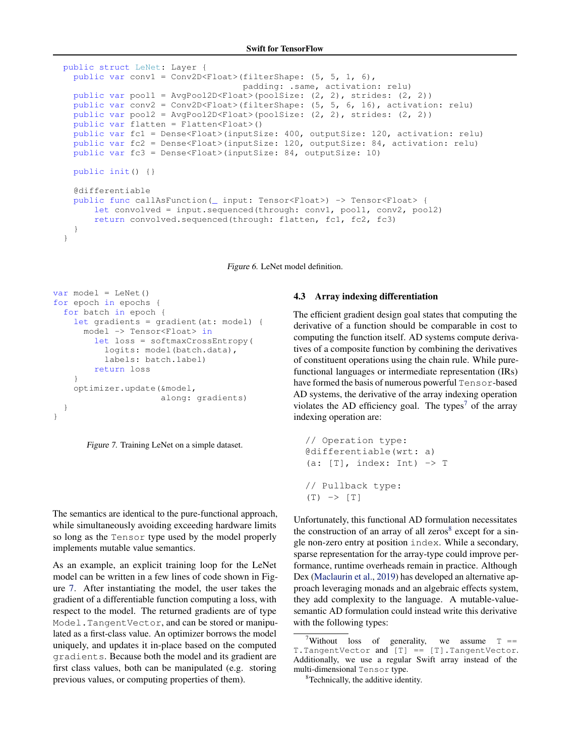```swift
public struct LeNet: Layer {
  public var conv1 = Conv2D<Float>(filterShape: (5, 5, 1, 6),
                                   padding: .same, activation: relu)
  public var pool1 = AvgPool2D<Float>(poolSize: (2, 2), strides: (2, 2))
  public var conv2 = Conv2D<Float>(filterShape: (5, 5, 6, 16), activation: relu)
  public var pool2 = AvgPool2D<Float>(poolSize: (2, 2), strides: (2, 2))
  public var flatten = Flatten<Float>()
  public var fc1 = Dense<Float>(inputSize: 400, outputSize: 120, activation: relu)
  public var fc2 = Dense<Float>(inputSize: 120, outputSize: 84, activation: relu)
  public var fc3 = Dense<Float>(inputSize: 84, outputSize: 10)

  public init() {}

  @differentiable
  public func callAsFunction(_ input: Tensor<Float>) -> Tensor<Float> {
      let convolved = input.sequenced(through: conv1, pool1, conv2, pool2)
      return convolved.sequenced(through: flatten, fc1, fc2, fc3)
  }
}
```

*Figure 6.* LeNet model definition.

```swift
var model = LeNet()
for epoch in epochs {
  for batch in epoch {
    let gradients = gradient(at: model) {
      model -> Tensor<Float> in
        let loss = softmaxCrossEntropy(
          logits: model(batch.data),
          labels: batch.label)
        return loss
    }
    optimizer.update(&model,
                     along: gradients)
  }
}
```

*Figure 7.* Training LeNet on a simple dataset.

The semantics are identical to the pure-functional approach, while simultaneously avoiding exceeding hardware limits so long as the `Tensor` type used by the model properly implements mutable value semantics.

As an example, an explicit training loop for the LeNet model can be written in a few lines of code shown in Figure 7. After instantiating the model, the user takes the gradient of a differentiable function computing a loss, with respect to the model. The returned gradients are of type `Model.TangentVector`, and can be stored or manipulated as a first-class value. An optimizer borrows the model uniquely, and updates it in-place based on the computed `gradients`. Because both the model and its gradient are first class values, both can be manipulated (e.g. storing previous values, or computing properties of them).

### 4.3 Array indexing differentiation

The efficient gradient design goal states that computing the derivative of a function should be comparable in cost to computing the function itself. AD systems compute derivatives of a composite function by combining the derivatives of constituent operations using the chain rule. While pure-functional languages or intermediate representation (IRs) have formed the basis of numerous powerful `Tensor`-based AD systems, the derivative of the array indexing operation violates the AD efficiency goal. The types[7] of the array indexing operation are:

```swift
// Operation type:
@differentiable(wrt: a)
(a: [T], index: Int) -> T

// Pullback type:
(T) -> [T]
```

Unfortunately, this functional AD formulation necessitates the construction of an array of all zeros[8] except for a single non-zero entry at position `index`. While a secondary, sparse representation for the array-type could improve performance, runtime overheads remain in practice. Although Dex (Maclaurin et al., 2019) has developed an alternative approach leveraging monads and an algebraic effects system, they add complexity to the language. A mutable-value-semantic AD formulation could instead write this derivative with the following types:

[7] Without loss of generality, we assume `T == T.TangentVector` and `[T] == [T].TangentVector`. Additionally, we use a regular Swift array instead of the multi-dimensional `Tensor` type.

[8] Technically, the additive identity.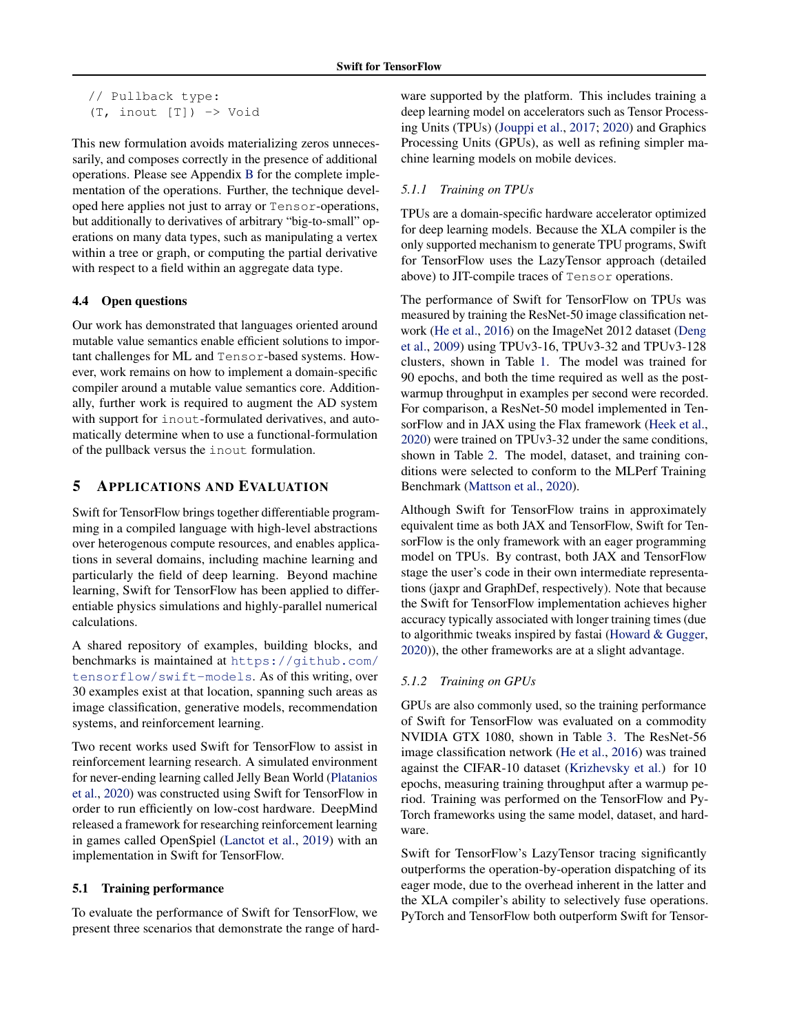```
// Pullback type:
(T, inout [T]) -> Void
```

This new formulation avoids materializing zeros unnecessarily, and composes correctly in the presence of additional operations. Please see Appendix B for the complete implementation of the operations. Further, the technique developed here applies not just to array or `Tensor`-operations, but additionally to derivatives of arbitrary "big-to-small" operations on many data types, such as manipulating a vertex within a tree or graph, or computing the partial derivative with respect to a field within an aggregate data type.

### 4.4 Open questions

Our work has demonstrated that languages oriented around mutable value semantics enable efficient solutions to important challenges for ML and `Tensor`-based systems. However, work remains on how to implement a domain-specific compiler around a mutable value semantics core. Additionally, further work is required to augment the AD system with support for `inout`-formulated derivatives, and automatically determine when to use a functional-formulation of the pullback versus the `inout` formulation.

## 5 Applications and Evaluation

Swift for TensorFlow brings together differentiable programming in a compiled language with high-level abstractions over heterogenous compute resources, and enables applications in several domains, including machine learning and particularly the field of deep learning. Beyond machine learning, Swift for TensorFlow has been applied to differentiable physics simulations and highly-parallel numerical calculations.

A shared repository of examples, building blocks, and benchmarks is maintained at `https://github.com/tensorflow/swift-models`. As of this writing, over 30 examples exist at that location, spanning such areas as image classification, generative models, recommendation systems, and reinforcement learning.

Two recent works used Swift for TensorFlow to assist in reinforcement learning research. A simulated environment for never-ending learning called Jelly Bean World (Platanios et al., 2020) was constructed using Swift for TensorFlow in order to run efficiently on low-cost hardware. DeepMind released a framework for researching reinforcement learning in games called OpenSpiel (Lanctot et al., 2019) with an implementation in Swift for TensorFlow.

### 5.1 Training performance

To evaluate the performance of Swift for TensorFlow, we present three scenarios that demonstrate the range of hardware supported by the platform. This includes training a deep learning model on accelerators such as Tensor Processing Units (TPUs) (Jouppi et al., 2017; 2020) and Graphics Processing Units (GPUs), as well as refining simpler machine learning models on mobile devices.

#### *5.1.1 Training on TPUs*

TPUs are a domain-specific hardware accelerator optimized for deep learning models. Because the XLA compiler is the only supported mechanism to generate TPU programs, Swift for TensorFlow uses the LazyTensor approach (detailed above) to JIT-compile traces of `Tensor` operations.

The performance of Swift for TensorFlow on TPUs was measured by training the ResNet-50 image classification network (He et al., 2016) on the ImageNet 2012 dataset (Deng et al., 2009) using TPUv3-16, TPUv3-32 and TPUv3-128 clusters, shown in Table 1. The model was trained for 90 epochs, and both the time required as well as the post-warmup throughput in examples per second were recorded. For comparison, a ResNet-50 model implemented in TensorFlow and in JAX using the Flax framework (Heek et al., 2020) were trained on TPUv3-32 under the same conditions, shown in Table 2. The model, dataset, and training conditions were selected to conform to the MLPerf Training Benchmark (Mattson et al., 2020).

Although Swift for TensorFlow trains in approximately equivalent time as both JAX and TensorFlow, Swift for TensorFlow is the only framework with an eager programming model on TPUs. By contrast, both JAX and TensorFlow stage the user's code in their own intermediate representations (jaxpr and GraphDef, respectively). Note that because the Swift for TensorFlow implementation achieves higher accuracy typically associated with longer training times (due to algorithmic tweaks inspired by fastai (Howard & Gugger, 2020)), the other frameworks are at a slight advantage.

#### *5.1.2 Training on GPUs*

GPUs are also commonly used, so the training performance of Swift for TensorFlow was evaluated on a commodity NVIDIA GTX 1080, shown in Table 3. The ResNet-56 image classification network (He et al., 2016) was trained against the CIFAR-10 dataset (Krizhevsky et al.) for 10 epochs, measuring training throughput after a warmup period. Training was performed on the TensorFlow and PyTorch frameworks using the same model, dataset, and hardware.

Swift for TensorFlow's LazyTensor tracing significantly outperforms the operation-by-operation dispatching of its eager mode, due to the overhead inherent in the latter and the XLA compiler's ability to selectively fuse operations. PyTorch and TensorFlow both outperform Swift for Tensor-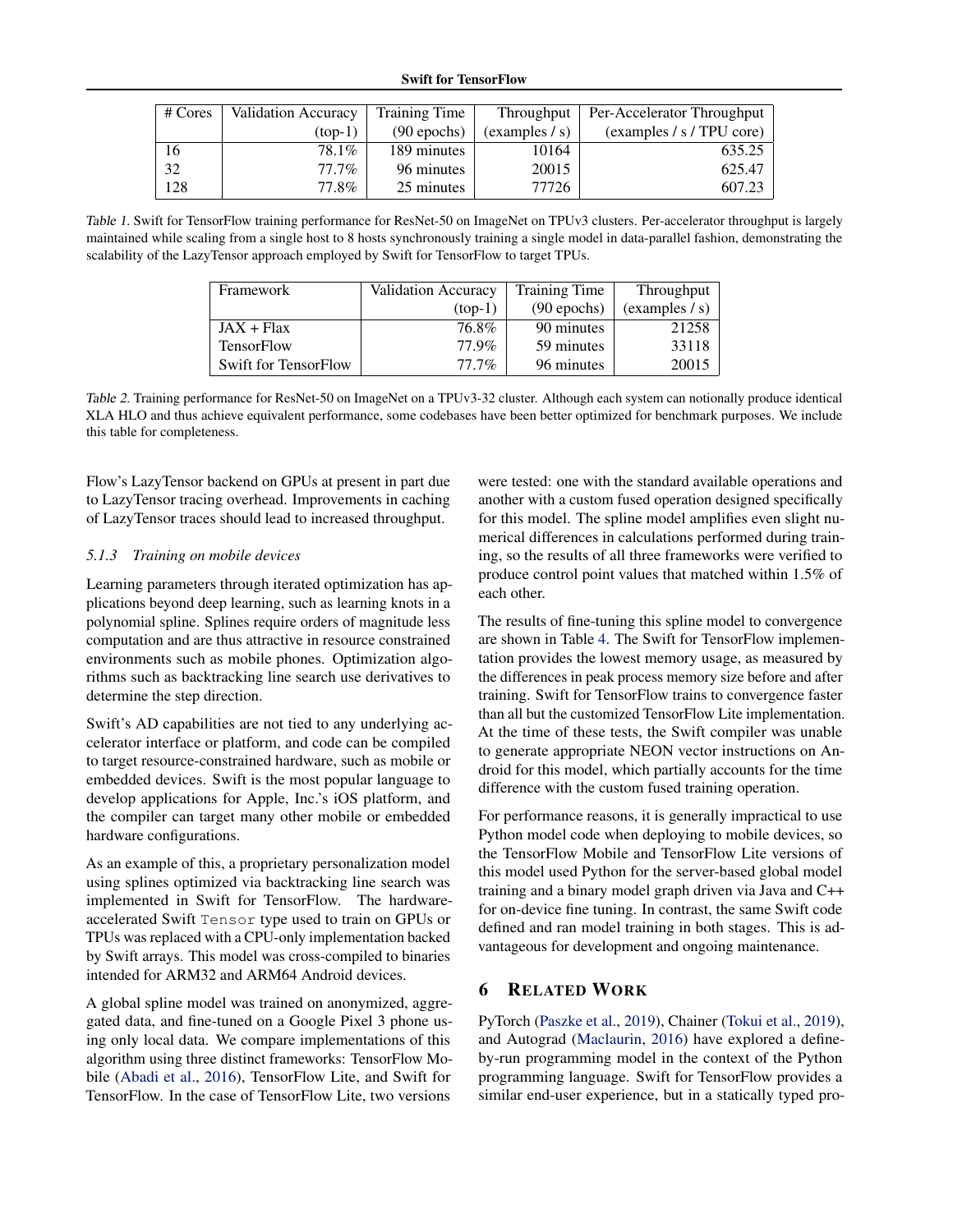| # Cores | Validation Accuracy (top-1) | Training Time (90 epochs) | Throughput (examples / s) | Per-Accelerator Throughput (examples / s / TPU core) |
|---|---|---|---|---|
| 16 | 78.1% | 189 minutes | 10164 | 635.25 |
| 32 | 77.7% | 96 minutes | 20015 | 625.47 |
| 128 | 77.8% | 25 minutes | 77726 | 607.23 |

*Table 1.* Swift for TensorFlow training performance for ResNet-50 on ImageNet on TPUv3 clusters. Per-accelerator throughput is largely maintained while scaling from a single host to 8 hosts synchronously training a single model in data-parallel fashion, demonstrating the scalability of the LazyTensor approach employed by Swift for TensorFlow to target TPUs.

| Framework | Validation Accuracy (top-1) | Training Time (90 epochs) | Throughput (examples / s) |
|---|---|---|---|
| JAX + Flax | 76.8% | 90 minutes | 21258 |
| TensorFlow | 77.9% | 59 minutes | 33118 |
| Swift for TensorFlow | 77.7% | 96 minutes | 20015 |

*Table 2.* Training performance for ResNet-50 on ImageNet on a TPUv3-32 cluster. Although each system can notionally produce identical XLA HLO and thus achieve equivalent performance, some codebases have been better optimized for benchmark purposes. We include this table for completeness.

Flow's LazyTensor backend on GPUs at present in part due to LazyTensor tracing overhead. Improvements in caching of LazyTensor traces should lead to increased throughput.

#### *5.1.3 Training on mobile devices*

Learning parameters through iterated optimization has applications beyond deep learning, such as learning knots in a polynomial spline. Splines require orders of magnitude less computation and are thus attractive in resource constrained environments such as mobile phones. Optimization algorithms such as backtracking line search use derivatives to determine the step direction.

Swift's AD capabilities are not tied to any underlying accelerator interface or platform, and code can be compiled to target resource-constrained hardware, such as mobile or embedded devices. Swift is the most popular language to develop applications for Apple, Inc.'s iOS platform, and the compiler can target many other mobile or embedded hardware configurations.

As an example of this, a proprietary personalization model using splines optimized via backtracking line search was implemented in Swift for TensorFlow. The hardware-accelerated Swift `Tensor` type used to train on GPUs or TPUs was replaced with a CPU-only implementation backed by Swift arrays. This model was cross-compiled to binaries intended for ARM32 and ARM64 Android devices.

A global spline model was trained on anonymized, aggregated data, and fine-tuned on a Google Pixel 3 phone using only local data. We compare implementations of this algorithm using three distinct frameworks: TensorFlow Mobile (Abadi et al., 2016), TensorFlow Lite, and Swift for TensorFlow. In the case of TensorFlow Lite, two versions were tested: one with the standard available operations and another with a custom fused operation designed specifically for this model. The spline model amplifies even slight numerical differences in calculations performed during training, so the results of all three frameworks were verified to produce control point values that matched within 1.5% of each other.

The results of fine-tuning this spline model to convergence are shown in Table 4. The Swift for TensorFlow implementation provides the lowest memory usage, as measured by the differences in peak process memory size before and after training. Swift for TensorFlow trains to convergence faster than all but the customized TensorFlow Lite implementation. At the time of these tests, the Swift compiler was unable to generate appropriate NEON vector instructions on Android for this model, which partially accounts for the time difference with the custom fused training operation.

For performance reasons, it is generally impractical to use Python model code when deploying to mobile devices, so the TensorFlow Mobile and TensorFlow Lite versions of this model used Python for the server-based global model training and a binary model graph driven via Java and C++ for on-device fine tuning. In contrast, the same Swift code defined and ran model training in both stages. This is advantageous for development and ongoing maintenance.

## 6 Related Work

PyTorch (Paszke et al., 2019), Chainer (Tokui et al., 2019), and Autograd (Maclaurin, 2016) have explored a define-by-run programming model in the context of the Python programming language. Swift for TensorFlow provides a similar end-user experience, but in a statically typed pro-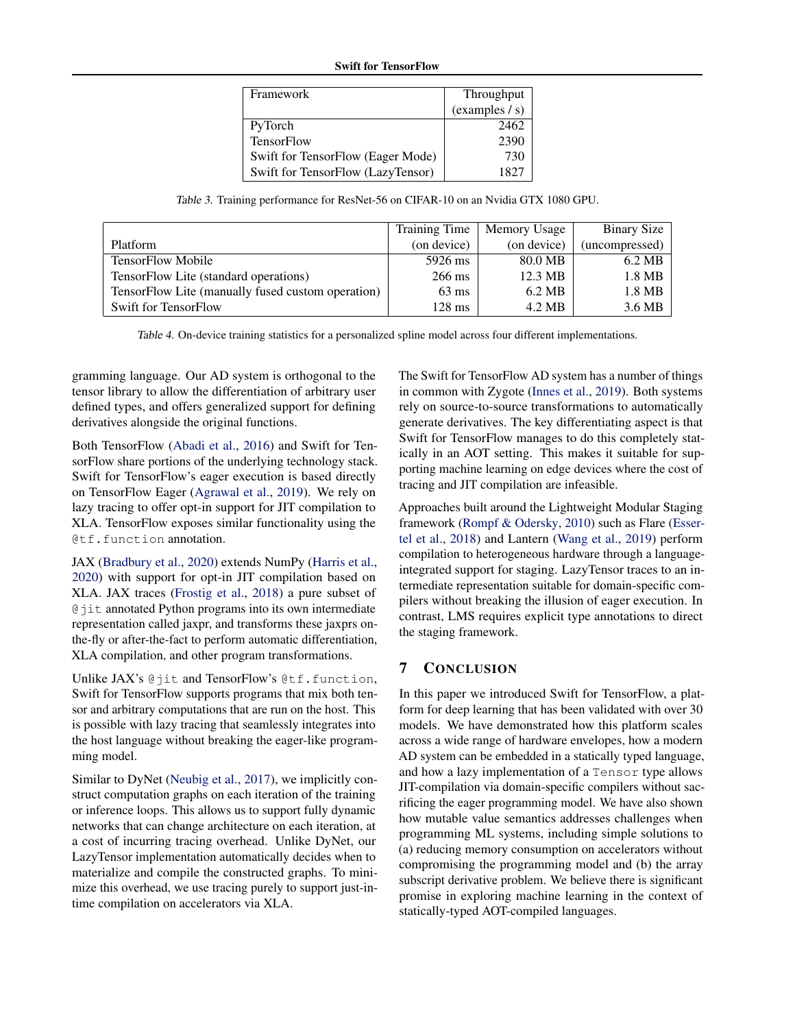| Framework | Throughput (examples / s) |
|---|---|
| PyTorch | 2462 |
| TensorFlow | 2390 |
| Swift for TensorFlow (Eager Mode) | 730 |
| Swift for TensorFlow (LazyTensor) | 1827 |

*Table 3.* Training performance for ResNet-56 on CIFAR-10 on an Nvidia GTX 1080 GPU.

| Platform | Training Time (on device) | Memory Usage (on device) | Binary Size (uncompressed) |
|---|---|---|---|
| TensorFlow Mobile | 5926 ms | 80.0 MB | 6.2 MB |
| TensorFlow Lite (standard operations) | 266 ms | 12.3 MB | 1.8 MB |
| TensorFlow Lite (manually fused custom operation) | 63 ms | 6.2 MB | 1.8 MB |
| Swift for TensorFlow | 128 ms | 4.2 MB | 3.6 MB |

*Table 4.* On-device training statistics for a personalized spline model across four different implementations.

gramming language. Our AD system is orthogonal to the tensor library to allow the differentiation of arbitrary user defined types, and offers generalized support for defining derivatives alongside the original functions.

Both TensorFlow (Abadi et al., 2016) and Swift for TensorFlow share portions of the underlying technology stack. Swift for TensorFlow's eager execution is based directly on TensorFlow Eager (Agrawal et al., 2019). We rely on lazy tracing to offer opt-in support for JIT compilation to XLA. TensorFlow exposes similar functionality using the `@tf.function` annotation.

JAX (Bradbury et al., 2020) extends NumPy (Harris et al., 2020) with support for opt-in JIT compilation based on XLA. JAX traces (Frostig et al., 2018) a pure subset of `@jit` annotated Python programs into its own intermediate representation called jaxpr, and transforms these jaxprs on-the-fly or after-the-fact to perform automatic differentiation, XLA compilation, and other program transformations.

Unlike JAX's `@jit` and TensorFlow's `@tf.function`, Swift for TensorFlow supports programs that mix both tensor and arbitrary computations that are run on the host. This is possible with lazy tracing that seamlessly integrates into the host language without breaking the eager-like programming model.

Similar to DyNet (Neubig et al., 2017), we implicitly construct computation graphs on each iteration of the training or inference loops. This allows us to support fully dynamic networks that can change architecture on each iteration, at a cost of incurring tracing overhead. Unlike DyNet, our LazyTensor implementation automatically decides when to materialize and compile the constructed graphs. To minimize this overhead, we use tracing purely to support just-in-time compilation on accelerators via XLA.

The Swift for TensorFlow AD system has a number of things in common with Zygote (Innes et al., 2019). Both systems rely on source-to-source transformations to automatically generate derivatives. The key differentiating aspect is that Swift for TensorFlow manages to do this completely statically in an AOT setting. This makes it suitable for supporting machine learning on edge devices where the cost of tracing and JIT compilation are infeasible.

Approaches built around the Lightweight Modular Staging framework (Rompf & Odersky, 2010) such as Flare (Essertel et al., 2018) and Lantern (Wang et al., 2019) perform compilation to heterogeneous hardware through a language-integrated support for staging. LazyTensor traces to an intermediate representation suitable for domain-specific compilers without breaking the illusion of eager execution. In contrast, LMS requires explicit type annotations to direct the staging framework.

## 7 Conclusion

In this paper we introduced Swift for TensorFlow, a platform for deep learning that has been validated with over 30 models. We have demonstrated how this platform scales across a wide range of hardware envelopes, how a modern AD system can be embedded in a statically typed language, and how a lazy implementation of a `Tensor` type allows JIT-compilation via domain-specific compilers without sacrificing the eager programming model. We have also shown how mutable value semantics addresses challenges when programming ML systems, including simple solutions to (a) reducing memory consumption on accelerators without compromising the programming model and (b) the array subscript derivative problem. We believe there is significant promise in exploring machine learning in the context of statically-typed AOT-compiled languages.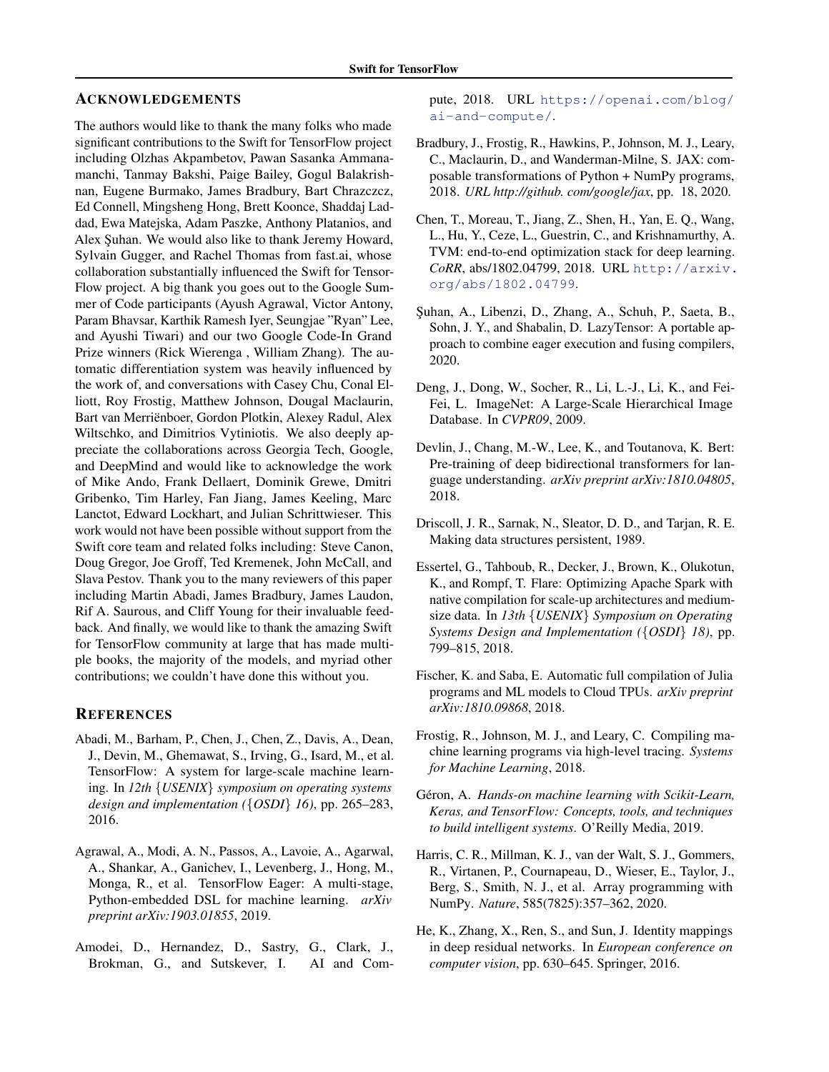## ACKNOWLEDGEMENTS

The authors would like to thank the many folks who made significant contributions to the Swift for TensorFlow project including Olzhas Akpambetov, Pawan Sasanka Ammanamanchi, Tanmay Bakshi, Paige Bailey, Gogul Balakrishnan, Eugene Burmako, James Bradbury, Bart Chrazczcz, Ed Connell, Mingsheng Hong, Brett Koonce, Shaddaj Laddad, Ewa Matejska, Adam Paszke, Anthony Platanios, and Alex Şuhan. We would also like to thank Jeremy Howard, Sylvain Gugger, and Rachel Thomas from fast.ai, whose collaboration substantially influenced the Swift for TensorFlow project. A big thank you goes out to the Google Summer of Code participants (Ayush Agrawal, Victor Antony, Param Bhavsar, Karthik Ramesh Iyer, Seungjae "Ryan" Lee, and Ayushi Tiwari) and our two Google Code-In Grand Prize winners (Rick Wierenga , William Zhang). The automatic differentiation system was heavily influenced by the work of, and conversations with Casey Chu, Conal Elliott, Roy Frostig, Matthew Johnson, Dougal Maclaurin, Bart van Merriënboer, Gordon Plotkin, Alexey Radul, Alex Wiltschko, and Dimitrios Vytiniotis. We also deeply appreciate the collaborations across Georgia Tech, Google, and DeepMind and would like to acknowledge the work of Mike Ando, Frank Dellaert, Dominik Grewe, Dmitri Gribenko, Tim Harley, Fan Jiang, James Keeling, Marc Lanctot, Edward Lockhart, and Julian Schrittwieser. This work would not have been possible without support from the Swift core team and related folks including: Steve Canon, Doug Gregor, Joe Groff, Ted Kremenek, John McCall, and Slava Pestov. Thank you to the many reviewers of this paper including Martin Abadi, James Bradbury, James Laudon, Rif A. Saurous, and Cliff Young for their invaluable feedback. And finally, we would like to thank the amazing Swift for TensorFlow community at large that has made multiple books, the majority of the models, and myriad other contributions; we couldn't have done this without you.

## REFERENCES

Abadi, M., Barham, P., Chen, J., Chen, Z., Davis, A., Dean, J., Devin, M., Ghemawat, S., Irving, G., Isard, M., et al. TensorFlow: A system for large-scale machine learning. In *12th {USENIX} symposium on operating systems design and implementation ({OSDI} 16)*, pp. 265–283, 2016.

Agrawal, A., Modi, A. N., Passos, A., Lavoie, A., Agarwal, A., Shankar, A., Ganichev, I., Levenberg, J., Hong, M., Monga, R., et al. TensorFlow Eager: A multi-stage, Python-embedded DSL for machine learning. *arXiv preprint arXiv:1903.01855*, 2019.

Amodei, D., Hernandez, D., Sastry, G., Clark, J., Brokman, G., and Sutskever, I. AI and Compute, 2018. URL https://openai.com/blog/ai-and-compute/.

Bradbury, J., Frostig, R., Hawkins, P., Johnson, M. J., Leary, C., Maclaurin, D., and Wanderman-Milne, S. JAX: composable transformations of Python + NumPy programs, 2018. *URL http://github. com/google/jax*, pp. 18, 2020.

Chen, T., Moreau, T., Jiang, Z., Shen, H., Yan, E. Q., Wang, L., Hu, Y., Ceze, L., Guestrin, C., and Krishnamurthy, A. TVM: end-to-end optimization stack for deep learning. *CoRR*, abs/1802.04799, 2018. URL http://arxiv.org/abs/1802.04799.

Şuhan, A., Libenzi, D., Zhang, A., Schuh, P., Saeta, B., Sohn, J. Y., and Shabalin, D. LazyTensor: A portable approach to combine eager execution and fusing compilers, 2020.

Deng, J., Dong, W., Socher, R., Li, L.-J., Li, K., and Fei-Fei, L. ImageNet: A Large-Scale Hierarchical Image Database. In *CVPR09*, 2009.

Devlin, J., Chang, M.-W., Lee, K., and Toutanova, K. Bert: Pre-training of deep bidirectional transformers for language understanding. *arXiv preprint arXiv:1810.04805*, 2018.

Driscoll, J. R., Sarnak, N., Sleator, D. D., and Tarjan, R. E. Making data structures persistent, 1989.

Essertel, G., Tahboub, R., Decker, J., Brown, K., Olukotun, K., and Rompf, T. Flare: Optimizing Apache Spark with native compilation for scale-up architectures and medium-size data. In *13th {USENIX} Symposium on Operating Systems Design and Implementation ({OSDI} 18)*, pp. 799–815, 2018.

Fischer, K. and Saba, E. Automatic full compilation of Julia programs and ML models to Cloud TPUs. *arXiv preprint arXiv:1810.09868*, 2018.

Frostig, R., Johnson, M. J., and Leary, C. Compiling machine learning programs via high-level tracing. *Systems for Machine Learning*, 2018.

Géron, A. *Hands-on machine learning with Scikit-Learn, Keras, and TensorFlow: Concepts, tools, and techniques to build intelligent systems*. O'Reilly Media, 2019.

Harris, C. R., Millman, K. J., van der Walt, S. J., Gommers, R., Virtanen, P., Cournapeau, D., Wieser, E., Taylor, J., Berg, S., Smith, N. J., et al. Array programming with NumPy. *Nature*, 585(7825):357–362, 2020.

He, K., Zhang, X., Ren, S., and Sun, J. Identity mappings in deep residual networks. In *European conference on computer vision*, pp. 630–645. Springer, 2016.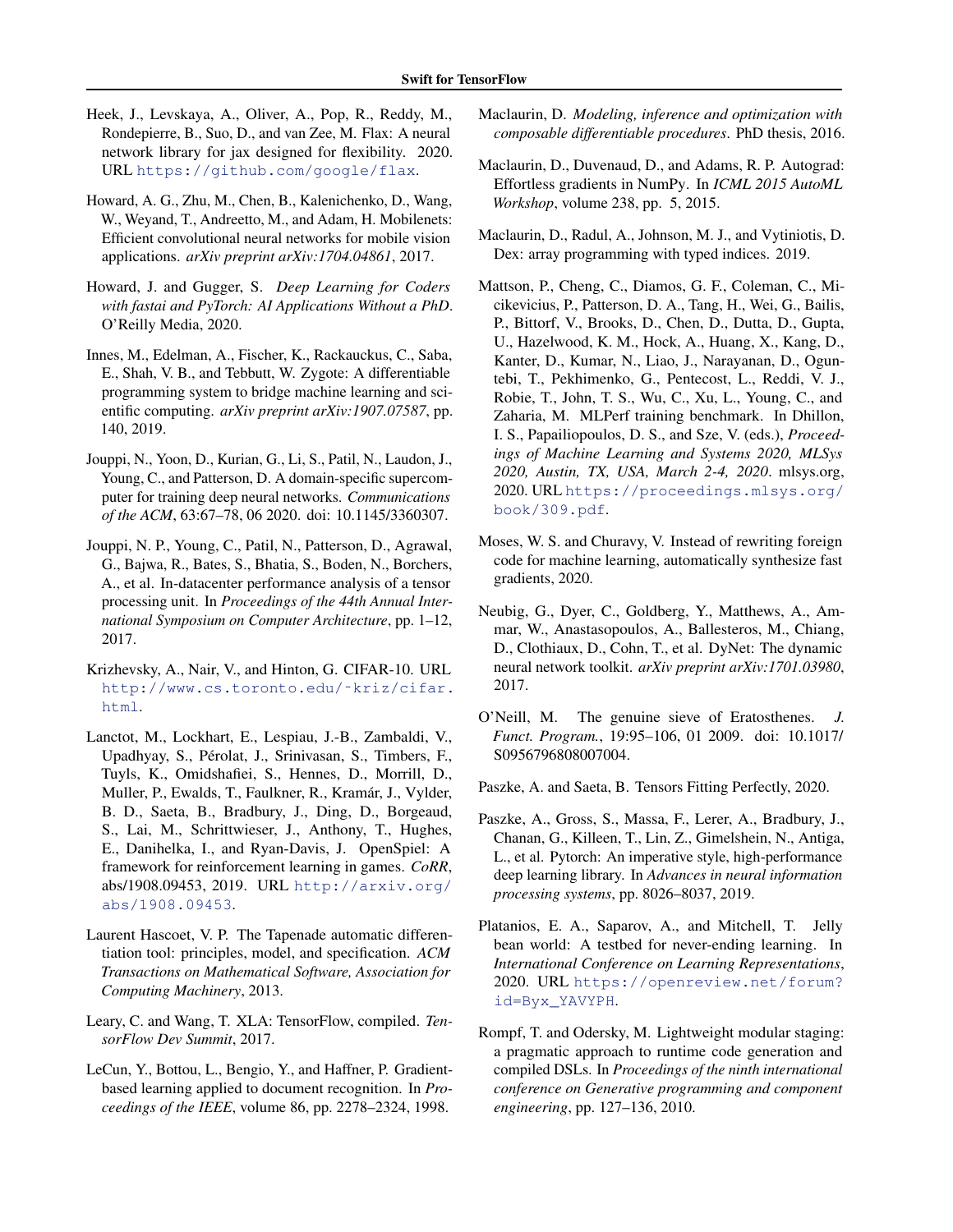Heek, J., Levskaya, A., Oliver, A., Pop, R., Reddy, M., Rondepierre, B., Suo, D., and van Zee, M. Flax: A neural network library for jax designed for flexibility. 2020. URL https://github.com/google/flax.

Howard, A. G., Zhu, M., Chen, B., Kalenichenko, D., Wang, W., Weyand, T., Andreetto, M., and Adam, H. Mobilenets: Efficient convolutional neural networks for mobile vision applications. *arXiv preprint arXiv:1704.04861*, 2017.

Howard, J. and Gugger, S. *Deep Learning for Coders with fastai and PyTorch: AI Applications Without a PhD*. O'Reilly Media, 2020.

Innes, M., Edelman, A., Fischer, K., Rackauckus, C., Saba, E., Shah, V. B., and Tebbutt, W. Zygote: A differentiable programming system to bridge machine learning and scientific computing. *arXiv preprint arXiv:1907.07587*, pp. 140, 2019.

Jouppi, N., Yoon, D., Kurian, G., Li, S., Patil, N., Laudon, J., Young, C., and Patterson, D. A domain-specific supercomputer for training deep neural networks. *Communications of the ACM*, 63:67–78, 06 2020. doi: 10.1145/3360307.

Jouppi, N. P., Young, C., Patil, N., Patterson, D., Agrawal, G., Bajwa, R., Bates, S., Bhatia, S., Boden, N., Borchers, A., et al. In-datacenter performance analysis of a tensor processing unit. In *Proceedings of the 44th Annual International Symposium on Computer Architecture*, pp. 1–12, 2017.

Krizhevsky, A., Nair, V., and Hinton, G. CIFAR-10. URL http://www.cs.toronto.edu/~kriz/cifar.html.

Lanctot, M., Lockhart, E., Lespiau, J.-B., Zambaldi, V., Upadhyay, S., Pérolat, J., Srinivasan, S., Timbers, F., Tuyls, K., Omidshafiei, S., Hennes, D., Morrill, D., Muller, P., Ewalds, T., Faulkner, R., Kramár, J., Vylder, B. D., Saeta, B., Bradbury, J., Ding, D., Borgeaud, S., Lai, M., Schrittwieser, J., Anthony, T., Hughes, E., Danihelka, I., and Ryan-Davis, J. OpenSpiel: A framework for reinforcement learning in games. *CoRR*, abs/1908.09453, 2019. URL http://arxiv.org/abs/1908.09453.

Laurent Hascoet, V. P. The Tapenade automatic differentiation tool: principles, model, and specification. *ACM Transactions on Mathematical Software, Association for Computing Machinery*, 2013.

Leary, C. and Wang, T. XLA: TensorFlow, compiled. *TensorFlow Dev Summit*, 2017.

LeCun, Y., Bottou, L., Bengio, Y., and Haffner, P. Gradient-based learning applied to document recognition. In *Proceedings of the IEEE*, volume 86, pp. 2278–2324, 1998.

Maclaurin, D. *Modeling, inference and optimization with composable differentiable procedures*. PhD thesis, 2016.

Maclaurin, D., Duvenaud, D., and Adams, R. P. Autograd: Effortless gradients in NumPy. In *ICML 2015 AutoML Workshop*, volume 238, pp. 5, 2015.

Maclaurin, D., Radul, A., Johnson, M. J., and Vytiniotis, D. Dex: array programming with typed indices. 2019.

Mattson, P., Cheng, C., Diamos, G. F., Coleman, C., Micikevicius, P., Patterson, D. A., Tang, H., Wei, G., Bailis, P., Bittorf, V., Brooks, D., Chen, D., Dutta, D., Gupta, U., Hazelwood, K. M., Hock, A., Huang, X., Kang, D., Kanter, D., Kumar, N., Liao, J., Narayanan, D., Oguntebi, T., Pekhimenko, G., Pentecost, L., Reddi, V. J., Robie, T., John, T. S., Wu, C., Xu, L., Young, C., and Zaharia, M. MLPerf training benchmark. In Dhillon, I. S., Papailiopoulos, D. S., and Sze, V. (eds.), *Proceedings of Machine Learning and Systems 2020, MLSys 2020, Austin, TX, USA, March 2-4, 2020*. mlsys.org, 2020. URL https://proceedings.mlsys.org/book/309.pdf.

Moses, W. S. and Churavy, V. Instead of rewriting foreign code for machine learning, automatically synthesize fast gradients, 2020.

Neubig, G., Dyer, C., Goldberg, Y., Matthews, A., Ammar, W., Anastasopoulos, A., Ballesteros, M., Chiang, D., Clothiaux, D., Cohn, T., et al. DyNet: The dynamic neural network toolkit. *arXiv preprint arXiv:1701.03980*, 2017.

O'Neill, M. The genuine sieve of Eratosthenes. *J. Funct. Program.*, 19:95–106, 01 2009. doi: 10.1017/S0956796808007004.

Paszke, A. and Saeta, B. Tensors Fitting Perfectly, 2020.

Paszke, A., Gross, S., Massa, F., Lerer, A., Bradbury, J., Chanan, G., Killeen, T., Lin, Z., Gimelshein, N., Antiga, L., et al. Pytorch: An imperative style, high-performance deep learning library. In *Advances in neural information processing systems*, pp. 8026–8037, 2019.

Platanios, E. A., Saparov, A., and Mitchell, T. Jelly bean world: A testbed for never-ending learning. In *International Conference on Learning Representations*, 2020. URL https://openreview.net/forum?id=Byx_YAVYPH.

Rompf, T. and Odersky, M. Lightweight modular staging: a pragmatic approach to runtime code generation and compiled DSLs. In *Proceedings of the ninth international conference on Generative programming and component engineering*, pp. 127–136, 2010.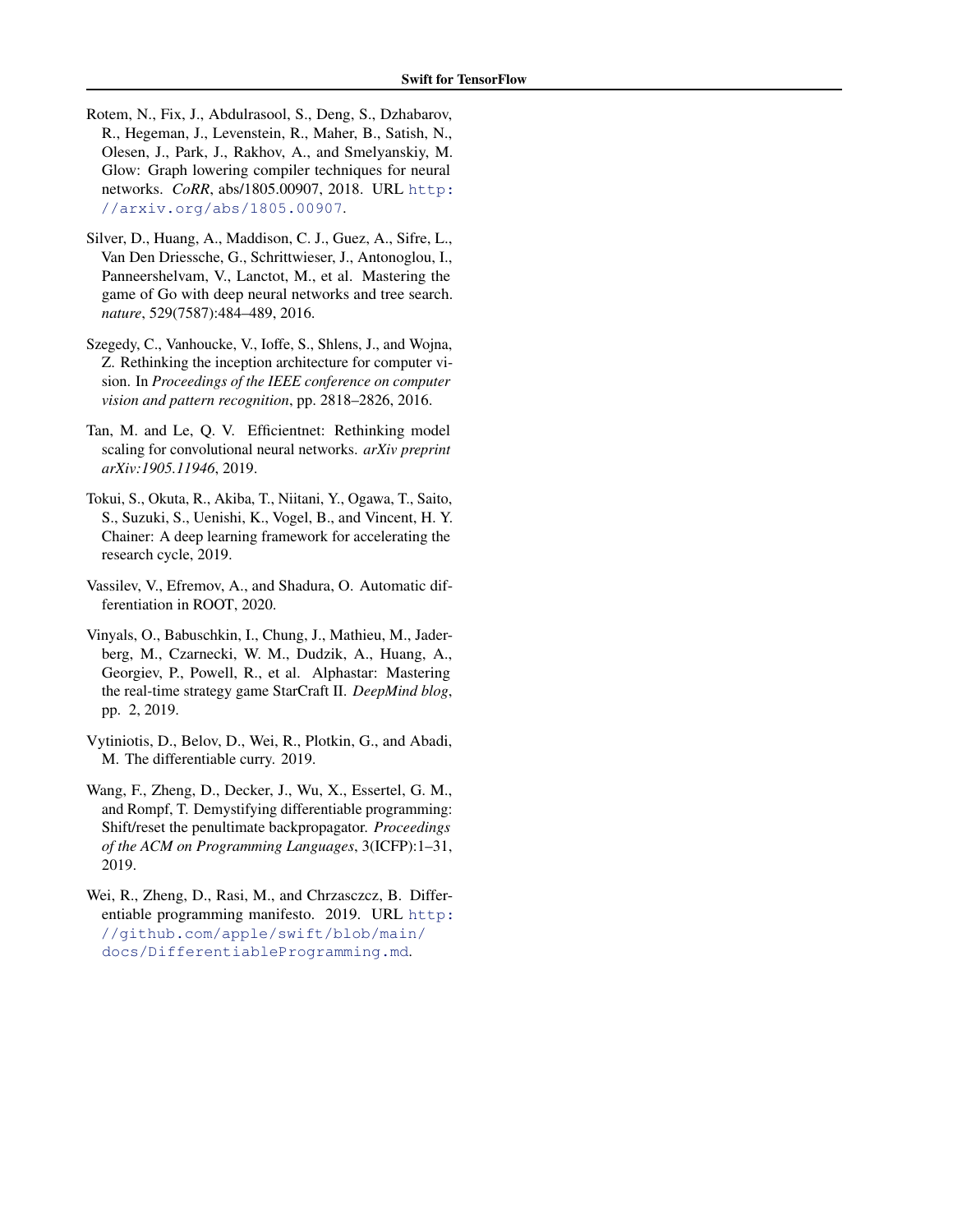Rotem, N., Fix, J., Abdulrasool, S., Deng, S., Dzhabarov, R., Hegeman, J., Levenstein, R., Maher, B., Satish, N., Olesen, J., Park, J., Rakhov, A., and Smelyanskiy, M. Glow: Graph lowering compiler techniques for neural networks. *CoRR*, abs/1805.00907, 2018. URL http://arxiv.org/abs/1805.00907.

Silver, D., Huang, A., Maddison, C. J., Guez, A., Sifre, L., Van Den Driessche, G., Schrittwieser, J., Antonoglou, I., Panneershelvam, V., Lanctot, M., et al. Mastering the game of Go with deep neural networks and tree search. *nature*, 529(7587):484–489, 2016.

Szegedy, C., Vanhoucke, V., Ioffe, S., Shlens, J., and Wojna, Z. Rethinking the inception architecture for computer vision. In *Proceedings of the IEEE conference on computer vision and pattern recognition*, pp. 2818–2826, 2016.

Tan, M. and Le, Q. V. Efficientnet: Rethinking model scaling for convolutional neural networks. *arXiv preprint arXiv:1905.11946*, 2019.

Tokui, S., Okuta, R., Akiba, T., Niitani, Y., Ogawa, T., Saito, S., Suzuki, S., Uenishi, K., Vogel, B., and Vincent, H. Y. Chainer: A deep learning framework for accelerating the research cycle, 2019.

Vassilev, V., Efremov, A., and Shadura, O. Automatic differentiation in ROOT, 2020.

Vinyals, O., Babuschkin, I., Chung, J., Mathieu, M., Jaderberg, M., Czarnecki, W. M., Dudzik, A., Huang, A., Georgiev, P., Powell, R., et al. Alphastar: Mastering the real-time strategy game StarCraft II. *DeepMind blog*, pp. 2, 2019.

Vytiniotis, D., Belov, D., Wei, R., Plotkin, G., and Abadi, M. The differentiable curry. 2019.

Wang, F., Zheng, D., Decker, J., Wu, X., Essertel, G. M., and Rompf, T. Demystifying differentiable programming: Shift/reset the penultimate backpropagator. *Proceedings of the ACM on Programming Languages*, 3(ICFP):1–31, 2019.

Wei, R., Zheng, D., Rasi, M., and Chrzasczcz, B. Differentiable programming manifesto. 2019. URL http://github.com/apple/swift/blob/main/docs/DifferentiableProgramming.md.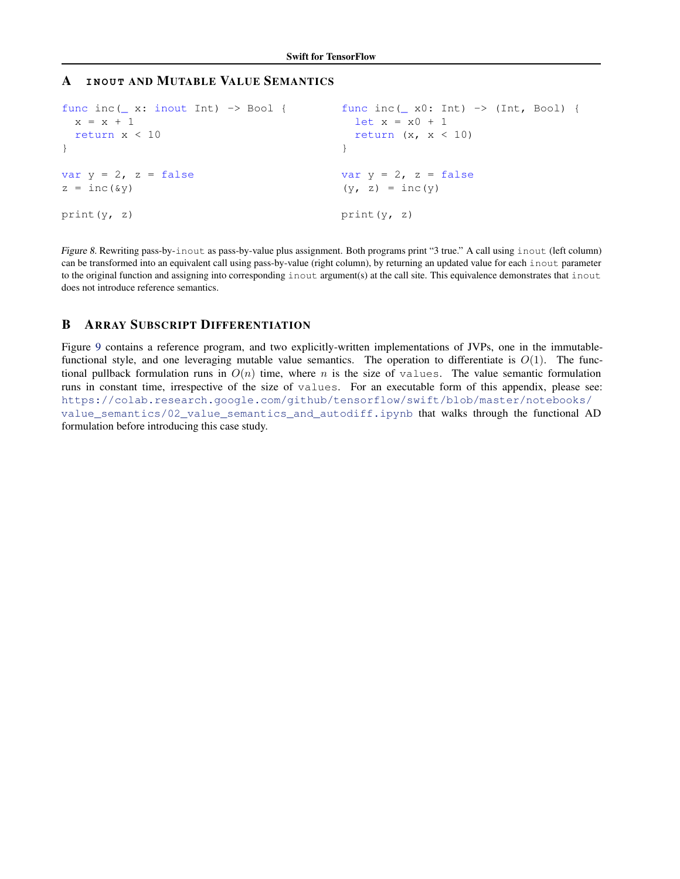## A INOUT AND MUTABLE VALUE SEMANTICS

```swift
func inc(_ x: inout Int) -> Bool {
  x = x + 1
  return x < 10
}

var y = 2, z = false
z = inc(&y)

print(y, z)
```

```swift
func inc(_ x0: Int) -> (Int, Bool) {
  let x = x0 + 1
  return (x, x < 10)
}

var y = 2, z = false
(y, z) = inc(y)

print(y, z)
```

*Figure 8.* Rewriting pass-by-`inout` as pass-by-value plus assignment. Both programs print "3 true." A call using `inout` (left column) can be transformed into an equivalent call using pass-by-value (right column), by returning an updated value for each `inout` parameter to the original function and assigning into corresponding `inout` argument(s) at the call site. This equivalence demonstrates that `inout` does not introduce reference semantics.

## B ARRAY SUBSCRIPT DIFFERENTIATION

Figure 9 contains a reference program, and two explicitly-written implementations of JVPs, one in the immutable-functional style, and one leveraging mutable value semantics. The operation to differentiate is $O(1)$. The functional pullback formulation runs in $O(n)$ time, where $n$ is the size of `values`. The value semantic formulation runs in constant time, irrespective of the size of `values`. For an executable form of this appendix, please see: https://colab.research.google.com/github/tensorflow/swift/blob/master/notebooks/value_semantics/02_value_semantics_and_autodiff.ipynb that walks through the functional AD formulation before introducing this case study.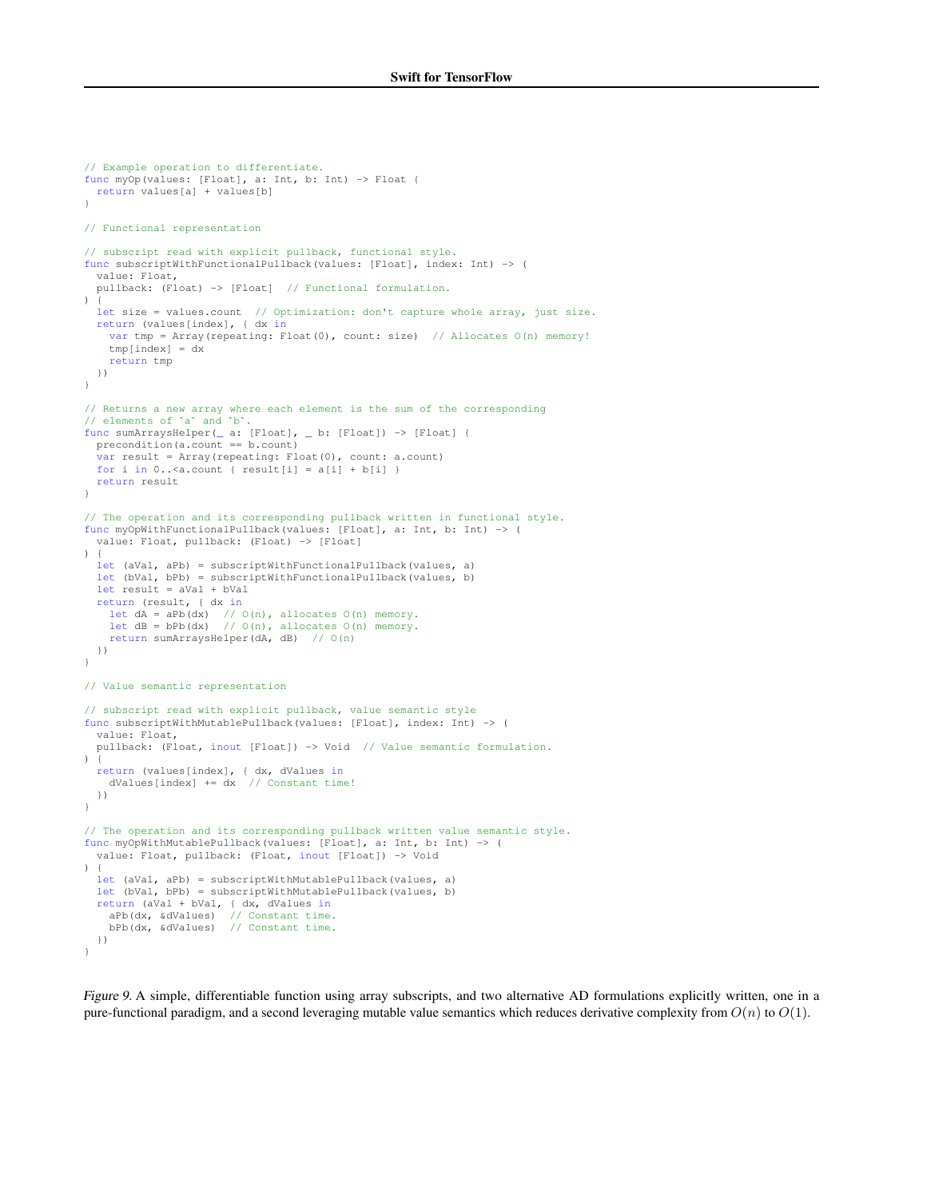```swift
// Example operation to differentiate.
func myOp(values: [Float], a: Int, b: Int) -> Float {
  return values[a] + values[b]
}

// Functional representation

// subscript read with explicit pullback, functional style.
func subscriptWithFunctionalPullback(values: [Float], index: Int) -> (
  value: Float,
  pullback: (Float) -> [Float]  // Functional formulation.
) {
  let size = values.count  // Optimization: don't capture whole array, just size.
  return (values[index], { dx in
    var tmp = Array(repeating: Float(0), count: size)  // Allocates O(n) memory!
    tmp[index] = dx
    return tmp
  })
}

// Returns a new array where each element is the sum of the corresponding
// elements of `a` and `b`.
func sumArraysHelper(_ a: [Float], _ b: [Float]) -> [Float] {
  precondition(a.count == b.count)
  var result = Array(repeating: Float(0), count: a.count)
  for i in 0..<a.count { result[i] = a[i] + b[i] }
  return result
}

// The operation and its corresponding pullback written in functional style.
func myOpWithFunctionalPullback(values: [Float], a: Int, b: Int) -> (
  value: Float, pullback: (Float) -> [Float]
) {
  let (aVal, aPb) = subscriptWithFunctionalPullback(values, a)
  let (bVal, bPb) = subscriptWithFunctionalPullback(values, b)
  let result = aVal + bVal
  return (result, { dx in
    let dA = aPb(dx)  // O(n), allocates O(n) memory.
    let dB = bPb(dx)  // O(n), allocates O(n) memory.
    return sumArraysHelper(dA, dB)  // O(n)
  })
}

// Value semantic representation

// subscript read with explicit pullback, value semantic style
func subscriptWithMutablePullback(values: [Float], index: Int) -> (
  value: Float,
  pullback: (Float, inout [Float]) -> Void  // Value semantic formulation.
) {
  return (values[index], { dx, dValues in
    dValues[index] += dx  // Constant time!
  })
}

// The operation and its corresponding pullback written value semantic style.
func myOpWithMutablePullback(values: [Float], a: Int, b: Int) -> (
  value: Float, pullback: (Float, inout [Float]) -> Void
) {
  let (aVal, aPb) = subscriptWithMutablePullback(values, a)
  let (bVal, bPb) = subscriptWithMutablePullback(values, b)
  return (aVal + bVal, { dx, dValues in
    aPb(dx, &dValues)  // Constant time.
    bPb(dx, &dValues)  // Constant time.
  })
}
```

*Figure 9.* A simple, differentiable function using array subscripts, and two alternative AD formulations explicitly written, one in a pure-functional paradigm, and a second leveraging mutable value semantics which reduces derivative complexity from $O(n)$ to $O(1)$.